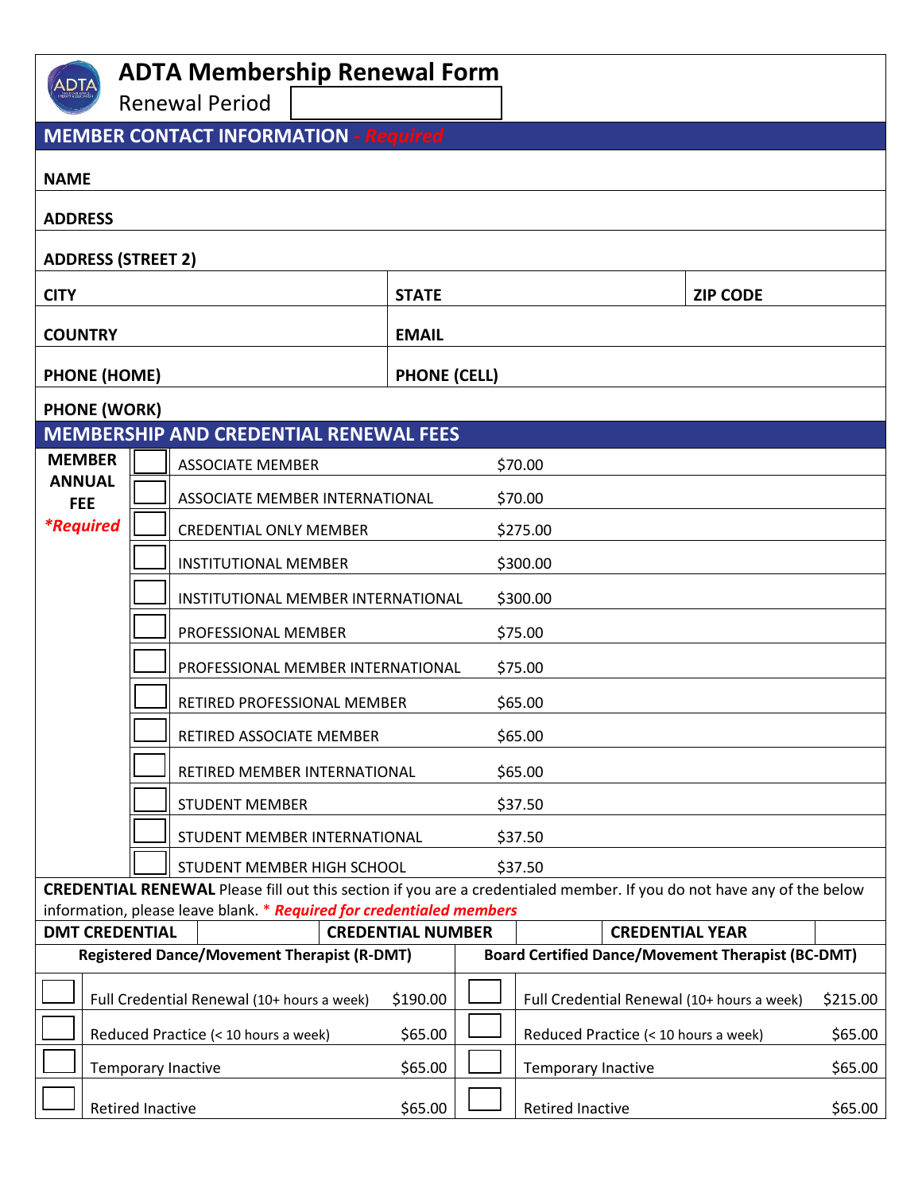# ADTA Membership Renewal Form

Renewal Period

## MEMBER CONTACT INFORMATION - *Required*

| | | |
|---|---|---|
| **NAME** | | |
| **ADDRESS** | | |
| **ADDRESS (STREET 2)** | | |
| **CITY** | **STATE** | **ZIP CODE** |
| **COUNTRY** | **EMAIL** | |
| **PHONE (HOME)** | **PHONE (CELL)** | |
| **PHONE (WORK)** | | |

## MEMBERSHIP AND CREDENTIAL RENEWAL FEES

| **MEMBER ANNUAL FEE** ***Required** | | | |
|---|---|---|---|
| | ☐ | ASSOCIATE MEMBER | $70.00 |
| | ☐ | ASSOCIATE MEMBER INTERNATIONAL | $70.00 |
| | ☐ | CREDENTIAL ONLY MEMBER | $275.00 |
| | ☐ | INSTITUTIONAL MEMBER | $300.00 |
| | ☐ | INSTITUTIONAL MEMBER INTERNATIONAL | $300.00 |
| | ☐ | PROFESSIONAL MEMBER | $75.00 |
| | ☐ | PROFESSIONAL MEMBER INTERNATIONAL | $75.00 |
| | ☐ | RETIRED PROFESSIONAL MEMBER | $65.00 |
| | ☐ | RETIRED ASSOCIATE MEMBER | $65.00 |
| | ☐ | RETIRED MEMBER INTERNATIONAL | $65.00 |
| | ☐ | STUDENT MEMBER | $37.50 |
| | ☐ | STUDENT MEMBER INTERNATIONAL | $37.50 |
| | ☐ | STUDENT MEMBER HIGH SCHOOL | $37.50 |

**CREDENTIAL RENEWAL** Please fill out this section if you are a credentialed member. If you do not have any of the below information, please leave blank. * ***Required for credentialed members***

| **DMT CREDENTIAL** | | **CREDENTIAL NUMBER** | | **CREDENTIAL YEAR** | |
|---|---|---|---|---|---|

| **Registered Dance/Movement Therapist (R-DMT)** | | | **Board Certified Dance/Movement Therapist (BC-DMT)** | | |
|---|---|---|---|---|---|
| ☐ | Full Credential Renewal (10+ hours a week) | $190.00 | ☐ | Full Credential Renewal (10+ hours a week) | $215.00 |
| ☐ | Reduced Practice (< 10 hours a week) | $65.00 | ☐ | Reduced Practice (< 10 hours a week) | $65.00 |
| ☐ | Temporary Inactive | $65.00 | ☐ | Temporary Inactive | $65.00 |
| ☐ | Retired Inactive | $65.00 | ☐ | Retired Inactive | $65.00 |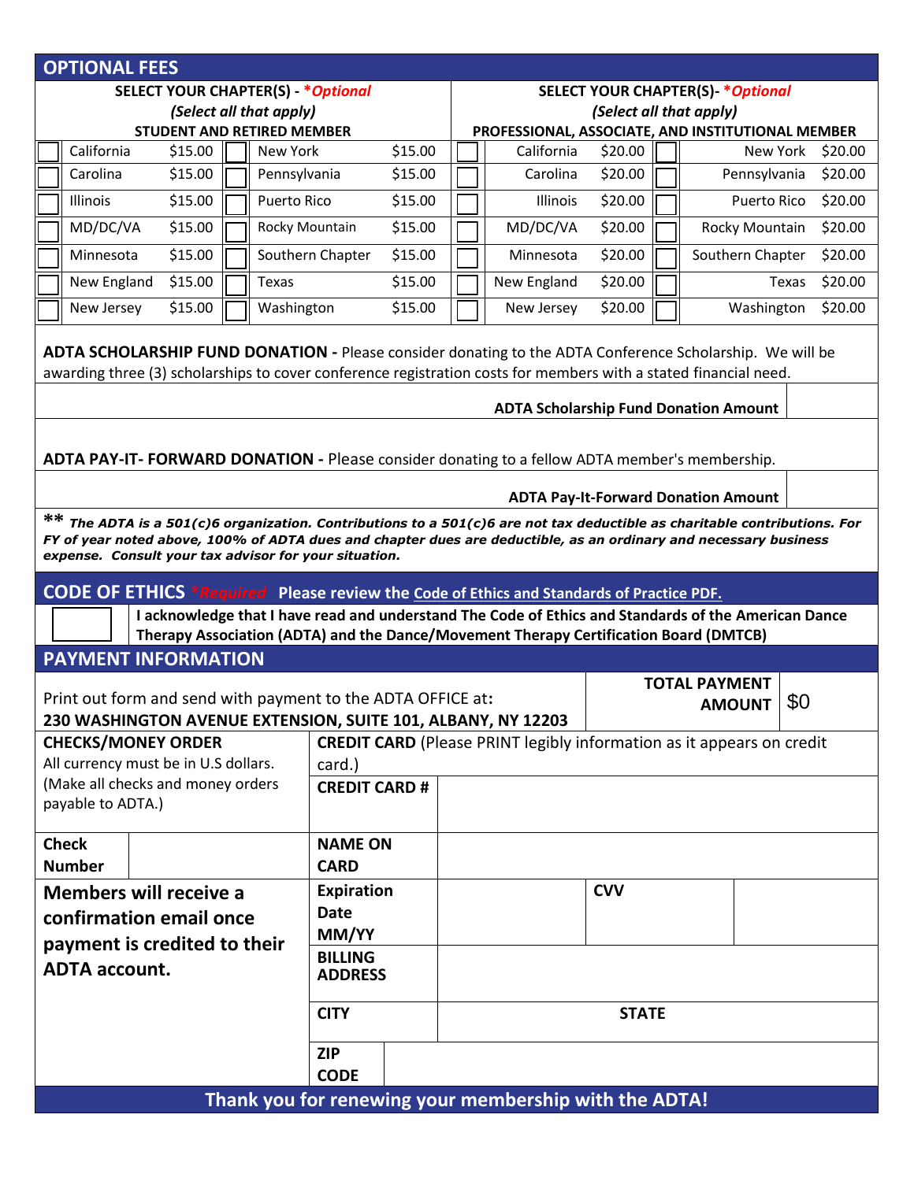## OPTIONAL FEES

| SELECT YOUR CHAPTER(S) - *Optional (Select all that apply) STUDENT AND RETIRED MEMBER | | | | | | SELECT YOUR CHAPTER(S)- *Optional (Select all that apply) PROFESSIONAL, ASSOCIATE, AND INSTITUTIONAL MEMBER | | | | | |
|---|---|---|---|---|---|---|---|---|---|---|---|
| ☐ | California | $15.00 | ☐ | New York | $15.00 | ☐ | California | $20.00 | ☐ | New York | $20.00 |
| ☐ | Carolina | $15.00 | ☐ | Pennsylvania | $15.00 | ☐ | Carolina | $20.00 | ☐ | Pennsylvania | $20.00 |
| ☐ | Illinois | $15.00 | ☐ | Puerto Rico | $15.00 | ☐ | Illinois | $20.00 | ☐ | Puerto Rico | $20.00 |
| ☐ | MD/DC/VA | $15.00 | ☐ | Rocky Mountain | $15.00 | ☐ | MD/DC/VA | $20.00 | ☐ | Rocky Mountain | $20.00 |
| ☐ | Minnesota | $15.00 | ☐ | Southern Chapter | $15.00 | ☐ | Minnesota | $20.00 | ☐ | Southern Chapter | $20.00 |
| ☐ | New England | $15.00 | ☐ | Texas | $15.00 | ☐ | New England | $20.00 | ☐ | Texas | $20.00 |
| ☐ | New Jersey | $15.00 | ☐ | Washington | $15.00 | ☐ | New Jersey | $20.00 | ☐ | Washington | $20.00 |

**ADTA SCHOLARSHIP FUND DONATION -** Please consider donating to the ADTA Conference Scholarship. We will be awarding three (3) scholarships to cover conference registration costs for members with a stated financial need.

**ADTA Scholarship Fund Donation Amount** ______

**ADTA PAY-IT- FORWARD DONATION -** Please consider donating to a fellow ADTA member's membership.

**ADTA Pay-It-Forward Donation Amount** ______

** ***The ADTA is a 501(c)6 organization. Contributions to a 501(c)6 are not tax deductible as charitable contributions. For FY of year noted above, 100% of ADTA dues and chapter dues are deductible, as an ordinary and necessary business expense. Consult your tax advisor for your situation.***

## CODE OF ETHICS *Required Please review the Code of Ethics and Standards of Practice PDF.

☐ **I acknowledge that I have read and understand The Code of Ethics and Standards of the American Dance Therapy Association (ADTA) and the Dance/Movement Therapy Certification Board (DMTCB)**

## PAYMENT INFORMATION

Print out form and send with payment to the ADTA OFFICE at:
**230 WASHINGTON AVENUE EXTENSION, SUITE 101, ALBANY, NY 12203**

**TOTAL PAYMENT AMOUNT** $0

**CHECKS/MONEY ORDER**
All currency must be in U.S dollars.
(Make all checks and money orders payable to ADTA.)

**Check Number** ______

**Members will receive a confirmation email once payment is credited to their ADTA account.**

**CREDIT CARD** (Please PRINT legibly information as it appears on credit card.)

| | |
|---|---|
| **CREDIT CARD #** | |
| **NAME ON CARD** | |
| **Expiration Date MM/YY** | **CVV** |
| **BILLING ADDRESS** | |
| **CITY** | **STATE** |
| **ZIP CODE** | |

**Thank you for renewing your membership with the ADTA!**